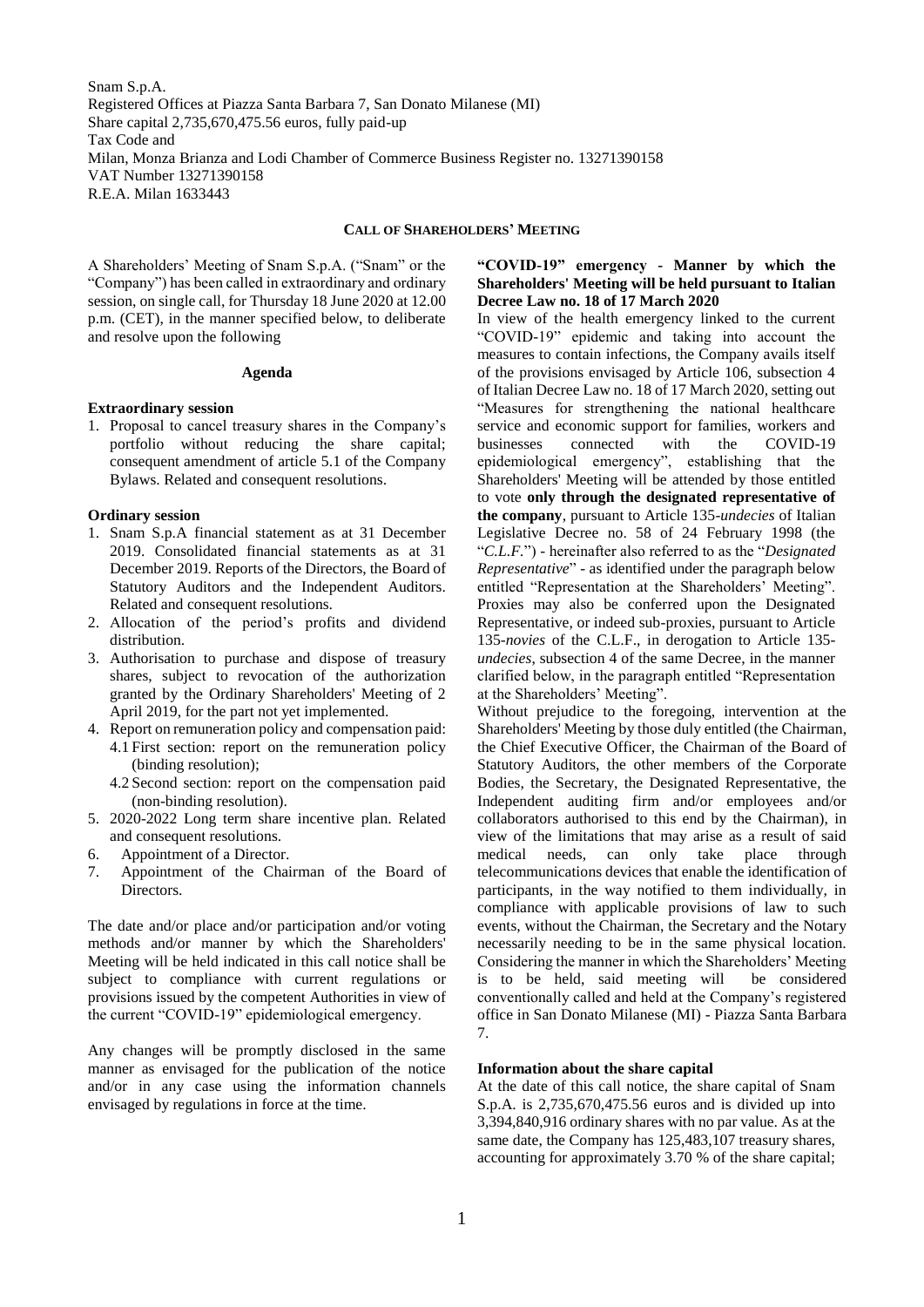Snam S.p.A.
Registered Offices at Piazza Santa Barbara 7, San Donato Milanese (MI)
Share capital 2,735,670,475.56 euros, fully paid-up
Tax Code and
Milan, Monza Brianza and Lodi Chamber of Commerce Business Register no. 13271390158
VAT Number 13271390158
R.E.A. Milan 1633443

## CALL OF SHAREHOLDERS' MEETING

A Shareholders' Meeting of Snam S.p.A. ("Snam" or the "Company") has been called in extraordinary and ordinary session, on single call, for Thursday 18 June 2020 at 12.00 p.m. (CET), in the manner specified below, to deliberate and resolve upon the following

### Agenda

**Extraordinary session**

1. Proposal to cancel treasury shares in the Company's portfolio without reducing the share capital; consequent amendment of article 5.1 of the Company Bylaws. Related and consequent resolutions.

**Ordinary session**

1. Snam S.p.A financial statement as at 31 December 2019. Consolidated financial statements as at 31 December 2019. Reports of the Directors, the Board of Statutory Auditors and the Independent Auditors. Related and consequent resolutions.
2. Allocation of the period's profits and dividend distribution.
3. Authorisation to purchase and dispose of treasury shares, subject to revocation of the authorization granted by the Ordinary Shareholders' Meeting of 2 April 2019, for the part not yet implemented.
4. Report on remuneration policy and compensation paid:
   4.1 First section: report on the remuneration policy (binding resolution);
   4.2 Second section: report on the compensation paid (non-binding resolution).
5. 2020-2022 Long term share incentive plan. Related and consequent resolutions.
6. Appointment of a Director.
7. Appointment of the Chairman of the Board of Directors.

The date and/or place and/or participation and/or voting methods and/or manner by which the Shareholders' Meeting will be held indicated in this call notice shall be subject to compliance with current regulations or provisions issued by the competent Authorities in view of the current "COVID-19" epidemiological emergency.

Any changes will be promptly disclosed in the same manner as envisaged for the publication of the notice and/or in any case using the information channels envisaged by regulations in force at the time.

**"COVID-19" emergency - Manner by which the Shareholders' Meeting will be held pursuant to Italian Decree Law no. 18 of 17 March 2020**

In view of the health emergency linked to the current "COVID-19" epidemic and taking into account the measures to contain infections, the Company avails itself of the provisions envisaged by Article 106, subsection 4 of Italian Decree Law no. 18 of 17 March 2020, setting out "Measures for strengthening the national healthcare service and economic support for families, workers and businesses connected with the COVID-19 epidemiological emergency", establishing that the Shareholders' Meeting will be attended by those entitled to vote **only through the designated representative of the company**, pursuant to Article 135-*undecies* of Italian Legislative Decree no. 58 of 24 February 1998 (the "*C.L.F.*") - hereinafter also referred to as the "*Designated Representative*" - as identified under the paragraph below entitled "Representation at the Shareholders' Meeting". Proxies may also be conferred upon the Designated Representative, or indeed sub-proxies, pursuant to Article 135-*novies* of the C.L.F., in derogation to Article 135-*undecies*, subsection 4 of the same Decree, in the manner clarified below, in the paragraph entitled "Representation at the Shareholders' Meeting".

Without prejudice to the foregoing, intervention at the Shareholders' Meeting by those duly entitled (the Chairman, the Chief Executive Officer, the Chairman of the Board of Statutory Auditors, the other members of the Corporate Bodies, the Secretary, the Designated Representative, the Independent auditing firm and/or employees and/or collaborators authorised to this end by the Chairman), in view of the limitations that may arise as a result of said medical needs, can only take place through telecommunications devices that enable the identification of participants, in the way notified to them individually, in compliance with applicable provisions of law to such events, without the Chairman, the Secretary and the Notary necessarily needing to be in the same physical location. Considering the manner in which the Shareholders' Meeting is to be held, said meeting will be considered conventionally called and held at the Company's registered office in San Donato Milanese (MI) - Piazza Santa Barbara 7.

**Information about the share capital**

At the date of this call notice, the share capital of Snam S.p.A. is 2,735,670,475.56 euros and is divided up into 3,394,840,916 ordinary shares with no par value. As at the same date, the Company has 125,483,107 treasury shares, accounting for approximately 3.70 % of the share capital;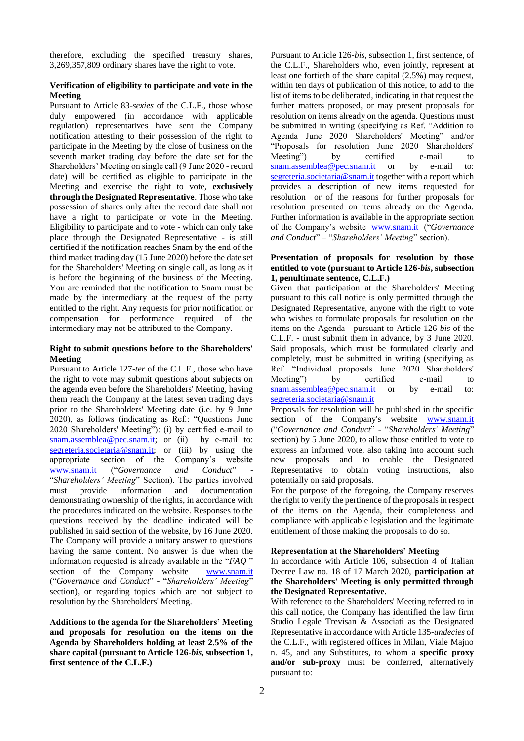therefore, excluding the specified treasury shares, 3,269,357,809 ordinary shares have the right to vote.

**Verification of eligibility to participate and vote in the Meeting**

Pursuant to Article 83-*sexies* of the C.L.F., those whose duly empowered (in accordance with applicable regulation) representatives have sent the Company notification attesting to their possession of the right to participate in the Meeting by the close of business on the seventh market trading day before the date set for the Shareholders' Meeting on single call (9 June 2020 - record date) will be certified as eligible to participate in the Meeting and exercise the right to vote, **exclusively through the Designated Representative**. Those who take possession of shares only after the record date shall not have a right to participate or vote in the Meeting. Eligibility to participate and to vote - which can only take place through the Designated Representative - is still certified if the notification reaches Snam by the end of the third market trading day (15 June 2020) before the date set for the Shareholders' Meeting on single call, as long as it is before the beginning of the business of the Meeting. You are reminded that the notification to Snam must be made by the intermediary at the request of the party entitled to the right. Any requests for prior notification or compensation for performance required of the intermediary may not be attributed to the Company.

**Right to submit questions before to the Shareholders' Meeting**

Pursuant to Article 127-*ter* of the C.L.F., those who have the right to vote may submit questions about subjects on the agenda even before the Shareholders' Meeting, having them reach the Company at the latest seven trading days prior to the Shareholders' Meeting date (i.e. by 9 June 2020), as follows (indicating as Ref.: "Questions June 2020 Shareholders' Meeting"): (i) by certified e-mail to snam.assemblea@pec.snam.it; or (ii) by e-mail to: segreteria.societaria@snam.it; or (iii) by using the appropriate section of the Company's website www.snam.it ("*Governance and Conduct*" - "*Shareholders' Meeting*" Section). The parties involved must provide information and documentation demonstrating ownership of the rights, in accordance with the procedures indicated on the website. Responses to the questions received by the deadline indicated will be published in said section of the website, by 16 June 2020. The Company will provide a unitary answer to questions having the same content. No answer is due when the information requested is already available in the "*FAQ* " section of the Company website www.snam.it ("*Governance and Conduct*" - "*Shareholders' Meeting*" section), or regarding topics which are not subject to resolution by the Shareholders' Meeting.

**Additions to the agenda for the Shareholders' Meeting and proposals for resolution on the items on the Agenda by Shareholders holding at least 2.5% of the share capital (pursuant to Article 126-*bis*, subsection 1, first sentence of the C.L.F.)**

Pursuant to Article 126-*bis*, subsection 1, first sentence, of the C.L.F., Shareholders who, even jointly, represent at least one fortieth of the share capital (2.5%) may request, within ten days of publication of this notice, to add to the list of items to be deliberated, indicating in that request the further matters proposed, or may present proposals for resolution on items already on the agenda. Questions must be submitted in writing (specifying as Ref. "Addition to Agenda June 2020 Shareholders' Meeting" and/or "Proposals for resolution June 2020 Shareholders' Meeting") by certified e-mail to snam.assemblea@pec.snam.it or by e-mail to: segreteria.societaria@snam.it together with a report which provides a description of new items requested for resolution or of the reasons for further proposals for resolution presented on items already on the Agenda. Further information is available in the appropriate section of the Company's website www.snam.it ("*Governance and Conduct*" – "*Shareholders' Meeting*" section).

**Presentation of proposals for resolution by those entitled to vote (pursuant to Article 126-*bis*, subsection 1, penultimate sentence, C.L.F.)**

Given that participation at the Shareholders' Meeting pursuant to this call notice is only permitted through the Designated Representative, anyone with the right to vote who wishes to formulate proposals for resolution on the items on the Agenda - pursuant to Article 126-*bis* of the C.L.F. - must submit them in advance, by 3 June 2020. Said proposals, which must be formulated clearly and completely, must be submitted in writing (specifying as Ref. "Individual proposals June 2020 Shareholders' Meeting") by certified e-mail to snam.assemblea@pec.snam.it or by e-mail to: segreteria.societaria@snam.it

Proposals for resolution will be published in the specific section of the Company's website www.snam.it ("*Governance and Conduct*" - "*Shareholders' Meeting*" section) by 5 June 2020, to allow those entitled to vote to express an informed vote, also taking into account such new proposals and to enable the Designated Representative to obtain voting instructions, also potentially on said proposals.

For the purpose of the foregoing, the Company reserves the right to verify the pertinence of the proposals in respect of the items on the Agenda, their completeness and compliance with applicable legislation and the legitimate entitlement of those making the proposals to do so.

**Representation at the Shareholders' Meeting**

In accordance with Article 106, subsection 4 of Italian Decree Law no. 18 of 17 March 2020, **participation at the Shareholders' Meeting is only permitted through the Designated Representative.**

With reference to the Shareholders' Meeting referred to in this call notice, the Company has identified the law firm Studio Legale Trevisan & Associati as the Designated Representative in accordance with Article 135-*undecies* of the C.L.F., with registered offices in Milan, Viale Majno n. 45, and any Substitutes, to whom a **specific proxy and/or sub-proxy** must be conferred, alternatively pursuant to: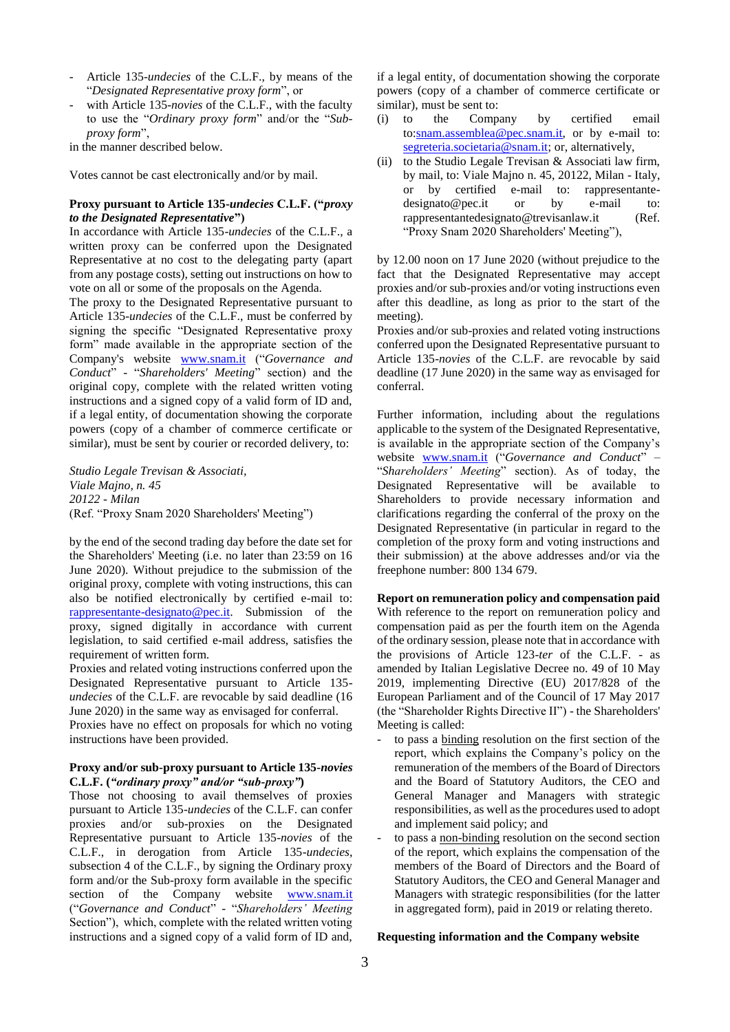- Article 135-*undecies* of the C.L.F., by means of the "*Designated Representative proxy form*", or
- with Article 135-*novies* of the C.L.F., with the faculty to use the "*Ordinary proxy form*" and/or the "*Sub-proxy form*",

in the manner described below.

Votes cannot be cast electronically and/or by mail.

**Proxy pursuant to Article 135-*undecies* C.L.F. ("*proxy to the Designated Representative*")**

In accordance with Article 135-*undecies* of the C.L.F., a written proxy can be conferred upon the Designated Representative at no cost to the delegating party (apart from any postage costs), setting out instructions on how to vote on all or some of the proposals on the Agenda.

The proxy to the Designated Representative pursuant to Article 135-*undecies* of the C.L.F., must be conferred by signing the specific "Designated Representative proxy form" made available in the appropriate section of the Company's website www.snam.it ("*Governance and Conduct*" - "*Shareholders' Meeting*" section) and the original copy, complete with the related written voting instructions and a signed copy of a valid form of ID and, if a legal entity, of documentation showing the corporate powers (copy of a chamber of commerce certificate or similar), must be sent by courier or recorded delivery, to:

*Studio Legale Trevisan & Associati,*
*Viale Majno, n. 45*
*20122 - Milan*
(Ref. "Proxy Snam 2020 Shareholders' Meeting")

by the end of the second trading day before the date set for the Shareholders' Meeting (i.e. no later than 23:59 on 16 June 2020). Without prejudice to the submission of the original proxy, complete with voting instructions, this can also be notified electronically by certified e-mail to: rappresentante-designato@pec.it. Submission of the proxy, signed digitally in accordance with current legislation, to said certified e-mail address, satisfies the requirement of written form.

Proxies and related voting instructions conferred upon the Designated Representative pursuant to Article 135-*undecies* of the C.L.F. are revocable by said deadline (16 June 2020) in the same way as envisaged for conferral.

Proxies have no effect on proposals for which no voting instructions have been provided.

**Proxy and/or sub-proxy pursuant to Article 135-*novies* C.L.F. ("*ordinary proxy" and/or "sub-proxy"*)**

Those not choosing to avail themselves of proxies pursuant to Article 135-*undecies* of the C.L.F. can confer proxies and/or sub-proxies on the Designated Representative pursuant to Article 135-*novies* of the C.L.F., in derogation from Article 135-*undecies*, subsection 4 of the C.L.F., by signing the Ordinary proxy form and/or the Sub-proxy form available in the specific section of the Company website www.snam.it ("*Governance and Conduct*" - "*Shareholders' Meeting* Section"), which, complete with the related written voting instructions and a signed copy of a valid form of ID and, if a legal entity, of documentation showing the corporate powers (copy of a chamber of commerce certificate or similar), must be sent to:

(i) to the Company by certified email to:snam.assemblea@pec.snam.it, or by e-mail to: segreteria.societaria@snam.it; or, alternatively,
(ii) to the Studio Legale Trevisan & Associati law firm, by mail, to: Viale Majno n. 45, 20122, Milan - Italy, or by certified e-mail to: rappresentante-designato@pec.it or by e-mail to: rappresentantedesignato@trevisanlaw.it (Ref. "Proxy Snam 2020 Shareholders' Meeting"),

by 12.00 noon on 17 June 2020 (without prejudice to the fact that the Designated Representative may accept proxies and/or sub-proxies and/or voting instructions even after this deadline, as long as prior to the start of the meeting).

Proxies and/or sub-proxies and related voting instructions conferred upon the Designated Representative pursuant to Article 135-*novies* of the C.L.F. are revocable by said deadline (17 June 2020) in the same way as envisaged for conferral.

Further information, including about the regulations applicable to the system of the Designated Representative, is available in the appropriate section of the Company's website www.snam.it ("*Governance and Conduct*" – "*Shareholders' Meeting*" section). As of today, the Designated Representative will be available to Shareholders to provide necessary information and clarifications regarding the conferral of the proxy on the Designated Representative (in particular in regard to the completion of the proxy form and voting instructions and their submission) at the above addresses and/or via the freephone number: 800 134 679.

**Report on remuneration policy and compensation paid**

With reference to the report on remuneration policy and compensation paid as per the fourth item on the Agenda of the ordinary session, please note that in accordance with the provisions of Article 123-*ter* of the C.L.F. - as amended by Italian Legislative Decree no. 49 of 10 May 2019, implementing Directive (EU) 2017/828 of the European Parliament and of the Council of 17 May 2017 (the "Shareholder Rights Directive II") - the Shareholders' Meeting is called:

- to pass a binding resolution on the first section of the report, which explains the Company's policy on the remuneration of the members of the Board of Directors and the Board of Statutory Auditors, the CEO and General Manager and Managers with strategic responsibilities, as well as the procedures used to adopt and implement said policy; and
- to pass a non-binding resolution on the second section of the report, which explains the compensation of the members of the Board of Directors and the Board of Statutory Auditors, the CEO and General Manager and Managers with strategic responsibilities (for the latter in aggregated form), paid in 2019 or relating thereto.

**Requesting information and the Company website**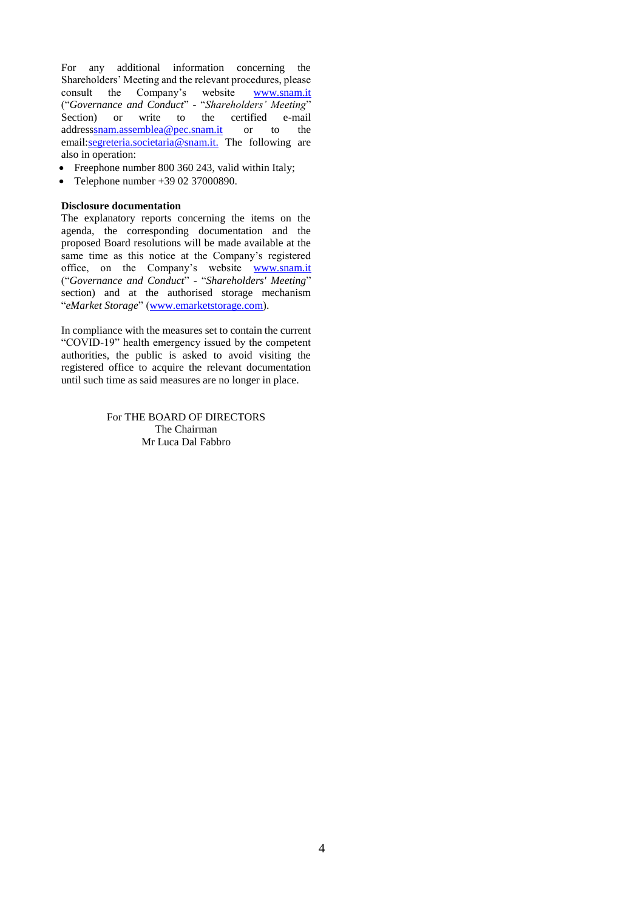For any additional information concerning the Shareholders' Meeting and the relevant procedures, please consult the Company's website www.snam.it ("*Governance and Conduct*" - "*Shareholders' Meeting*" Section) or write to the certified e-mail addresssnam.assemblea@pec.snam.it or to the email:segreteria.societaria@snam.it. The following are also in operation:

- Freephone number 800 360 243, valid within Italy;
- Telephone number +39 02 37000890.

**Disclosure documentation**

The explanatory reports concerning the items on the agenda, the corresponding documentation and the proposed Board resolutions will be made available at the same time as this notice at the Company's registered office, on the Company's website www.snam.it ("*Governance and Conduct*" - "*Shareholders' Meeting*" section) and at the authorised storage mechanism "*eMarket Storage*" (www.emarketstorage.com).

In compliance with the measures set to contain the current "COVID-19" health emergency issued by the competent authorities, the public is asked to avoid visiting the registered office to acquire the relevant documentation until such time as said measures are no longer in place.

For THE BOARD OF DIRECTORS
The Chairman
Mr Luca Dal Fabbro